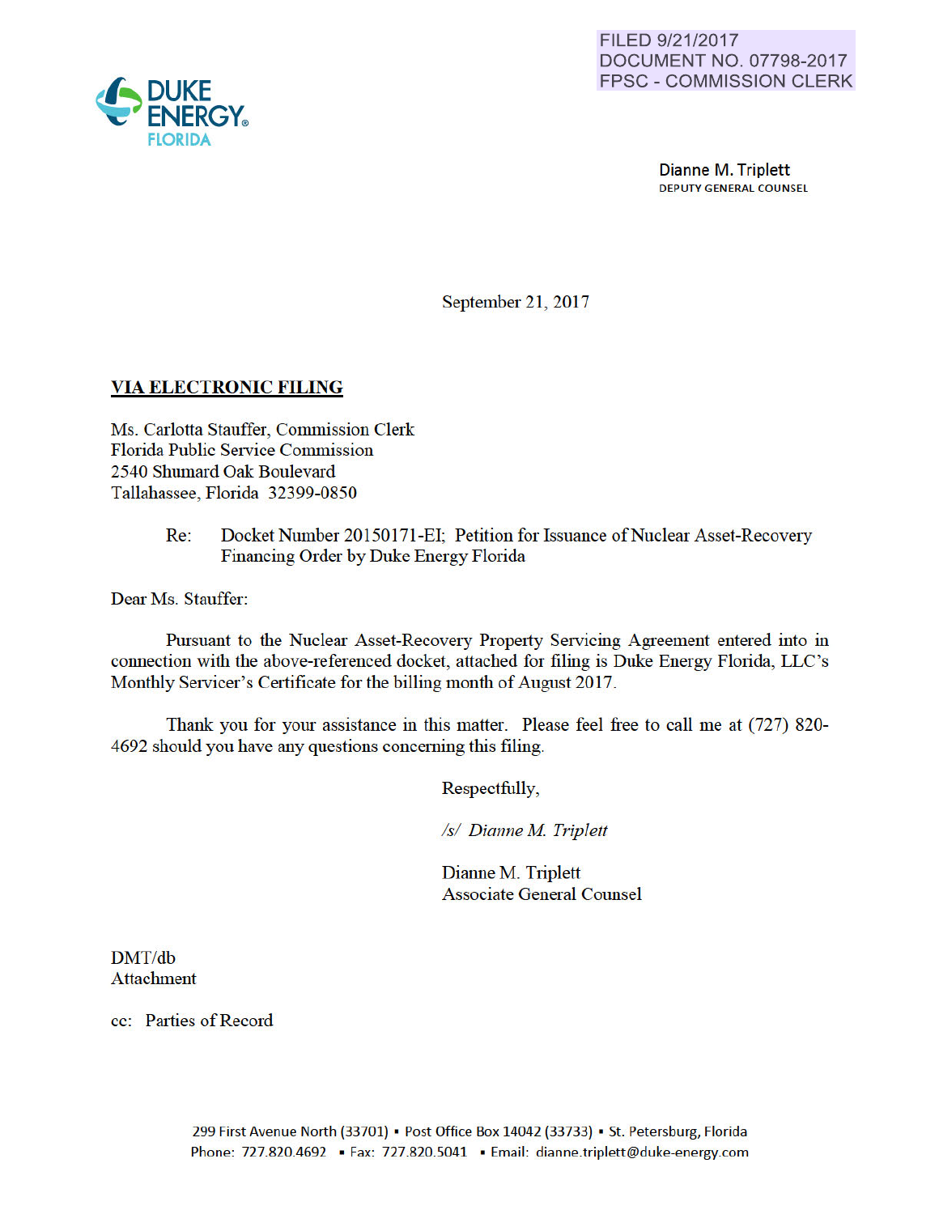FILED 9/21/2017
DOCUMENT NO. 07798-2017
FPSC - COMMISSION CLERK

DUKE ENERGY
FLORIDA

Dianne M. Triplett
DEPUTY GENERAL COUNSEL

September 21, 2017

**VIA ELECTRONIC FILING**

Ms. Carlotta Stauffer, Commission Clerk
Florida Public Service Commission
2540 Shumard Oak Boulevard
Tallahassee, Florida 32399-0850

Re: Docket Number 20150171-EI; Petition for Issuance of Nuclear Asset-Recovery Financing Order by Duke Energy Florida

Dear Ms. Stauffer:

Pursuant to the Nuclear Asset-Recovery Property Servicing Agreement entered into in connection with the above-referenced docket, attached for filing is Duke Energy Florida, LLC's Monthly Servicer's Certificate for the billing month of August 2017.

Thank you for your assistance in this matter. Please feel free to call me at (727) 820-4692 should you have any questions concerning this filing.

Respectfully,

*/s/ Dianne M. Triplett*

Dianne M. Triplett
Associate General Counsel

DMT/db
Attachment

cc: Parties of Record

299 First Avenue North (33701) ▪ Post Office Box 14042 (33733) ▪ St. Petersburg, Florida
Phone: 727.820.4692 ▪ Fax: 727.820.5041 ▪ Email: dianne.triplett@duke-energy.com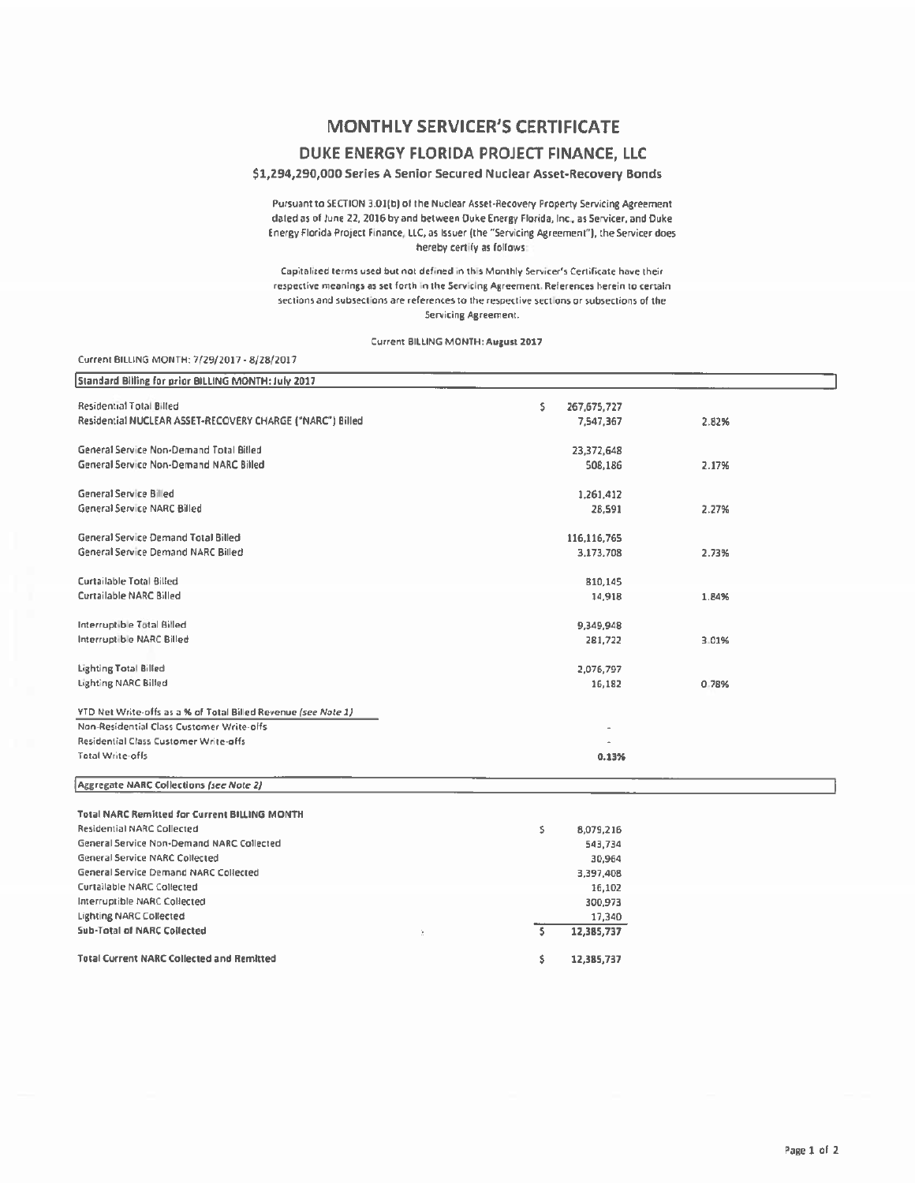# MONTHLY SERVICER'S CERTIFICATE

## DUKE ENERGY FLORIDA PROJECT FINANCE, LLC

### $1,294,290,000 Series A Senior Secured Nuclear Asset-Recovery Bonds

Pursuant to SECTION 3.01(b) of the Nuclear Asset-Recovery Property Servicing Agreement dated as of June 22, 2016 by and between Duke Energy Florida, Inc., as Servicer, and Duke Energy Florida Project Finance, LLC, as Issuer (the "Servicing Agreement"), the Servicer does hereby certify as follows:

Capitalized terms used but not defined in this Monthly Servicer's Certificate have their respective meanings as set forth in the Servicing Agreement. References herein to certain sections and subsections are references to the respective sections or subsections of the Servicing Agreement.

Current BILLING MONTH: August 2017

Current BILLING MONTH: 7/29/2017 - 8/28/2017

| Standard Billing for prior BILLING MONTH: July 2017 | | |
|---|---|---|
| Residential Total Billed | $ 267,675,727 | |
| Residential NUCLEAR ASSET-RECOVERY CHARGE ("NARC") Billed | 7,547,367 | 2.82% |
| General Service Non-Demand Total Billed | 23,372,648 | |
| General Service Non-Demand NARC Billed | 508,186 | 2.17% |
| General Service Billed | 1,261,412 | |
| General Service NARC Billed | 28,591 | 2.27% |
| General Service Demand Total Billed | 116,116,765 | |
| General Service Demand NARC Billed | 3,173,708 | 2.73% |
| Curtailable Total Billed | 810,145 | |
| Curtailable NARC Billed | 14,918 | 1.84% |
| Interruptible Total Billed | 9,349,948 | |
| Interruptible NARC Billed | 281,722 | 3.01% |
| Lighting Total Billed | 2,076,797 | |
| Lighting NARC Billed | 16,182 | 0.78% |
| YTD Net Write-offs as a % of Total Billed Revenue *(see Note 1)* | | |
| Non-Residential Class Customer Write-offs | - | |
| Residential Class Customer Write-offs | - | |
| Total Write-offs | **0.13%** | |

| Aggregate NARC Collections *(see Note 2)* | |
|---|---|
| **Total NARC Remitted for Current BILLING MONTH** | |
| Residential NARC Collected | $ 8,079,216 |
| General Service Non-Demand NARC Collected | 543,734 |
| General Service NARC Collected | 30,964 |
| General Service Demand NARC Collected | 3,397,408 |
| Curtailable NARC Collected | 16,102 |
| Interruptible NARC Collected | 300,973 |
| Lighting NARC Collected | 17,340 |
| **Sub-Total of NARC Collected** | **$ 12,385,737** |
| **Total Current NARC Collected and Remitted** | **$ 12,385,737** |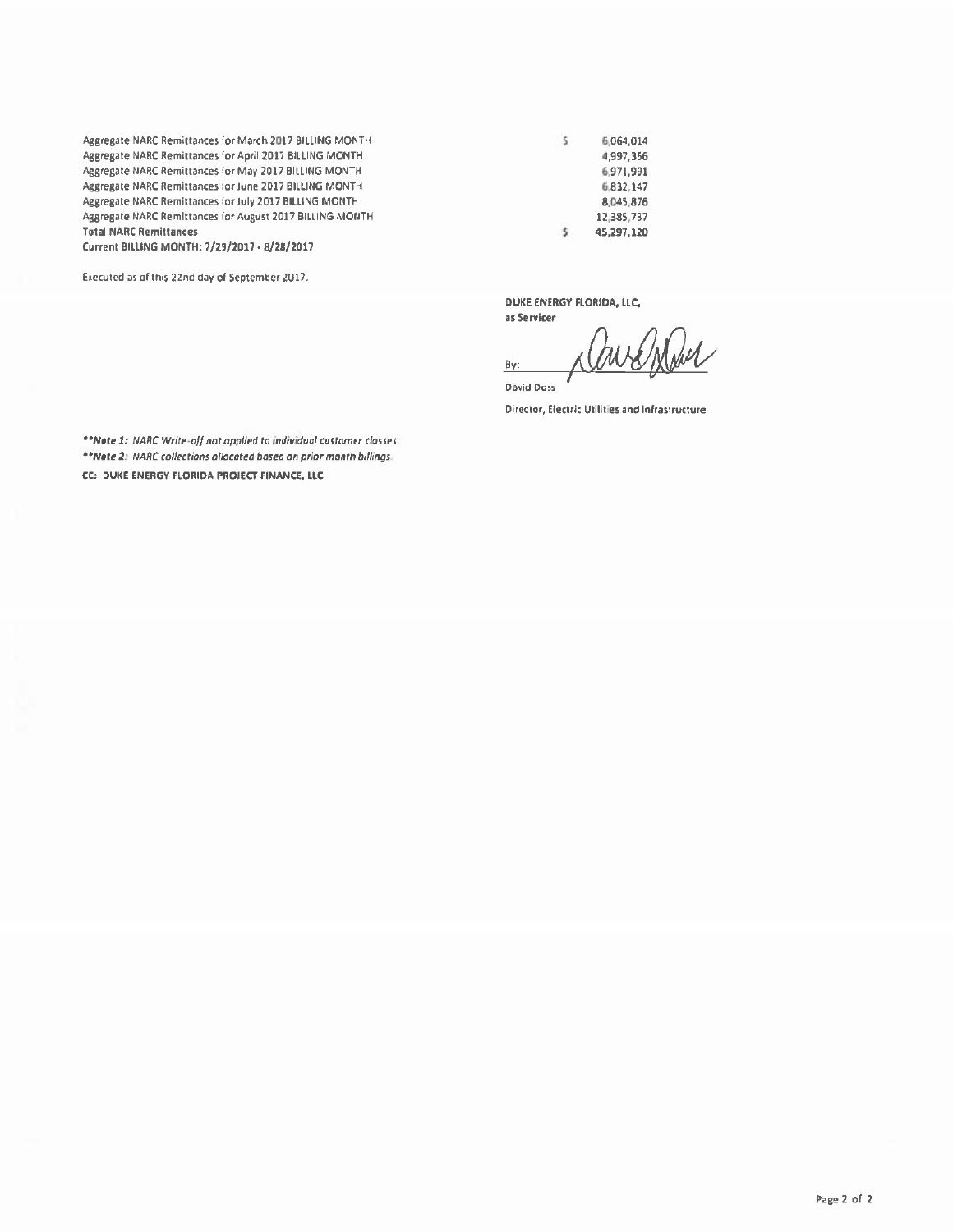| | | |
|---|---|---|
| Aggregate NARC Remittances for March 2017 BILLING MONTH | $ | 6,064,014 |
| Aggregate NARC Remittances for April 2017 BILLING MONTH | | 4,997,356 |
| Aggregate NARC Remittances for May 2017 BILLING MONTH | | 6,971,991 |
| Aggregate NARC Remittances for June 2017 BILLING MONTH | | 6,832,147 |
| Aggregate NARC Remittances for July 2017 BILLING MONTH | | 8,045,876 |
| Aggregate NARC Remittances for August 2017 BILLING MONTH | | 12,385,737 |
| **Total NARC Remittances** | $ | 45,297,120 |
| **Current BILLING MONTH: 7/29/2017 - 8/28/2017** | | |

Executed as of this 22nd day of September 2017.

**DUKE ENERGY FLORIDA, LLC,**
**as Servicer**

By: [signature]

David Doss

Director, Electric Utilities and Infrastructure

***\*Note 1:** NARC Write-off not applied to individual customer classes.*

***\*Note 2:** NARC collections allocated based on prior month billings.*

**CC: DUKE ENERGY FLORIDA PROJECT FINANCE, LLC**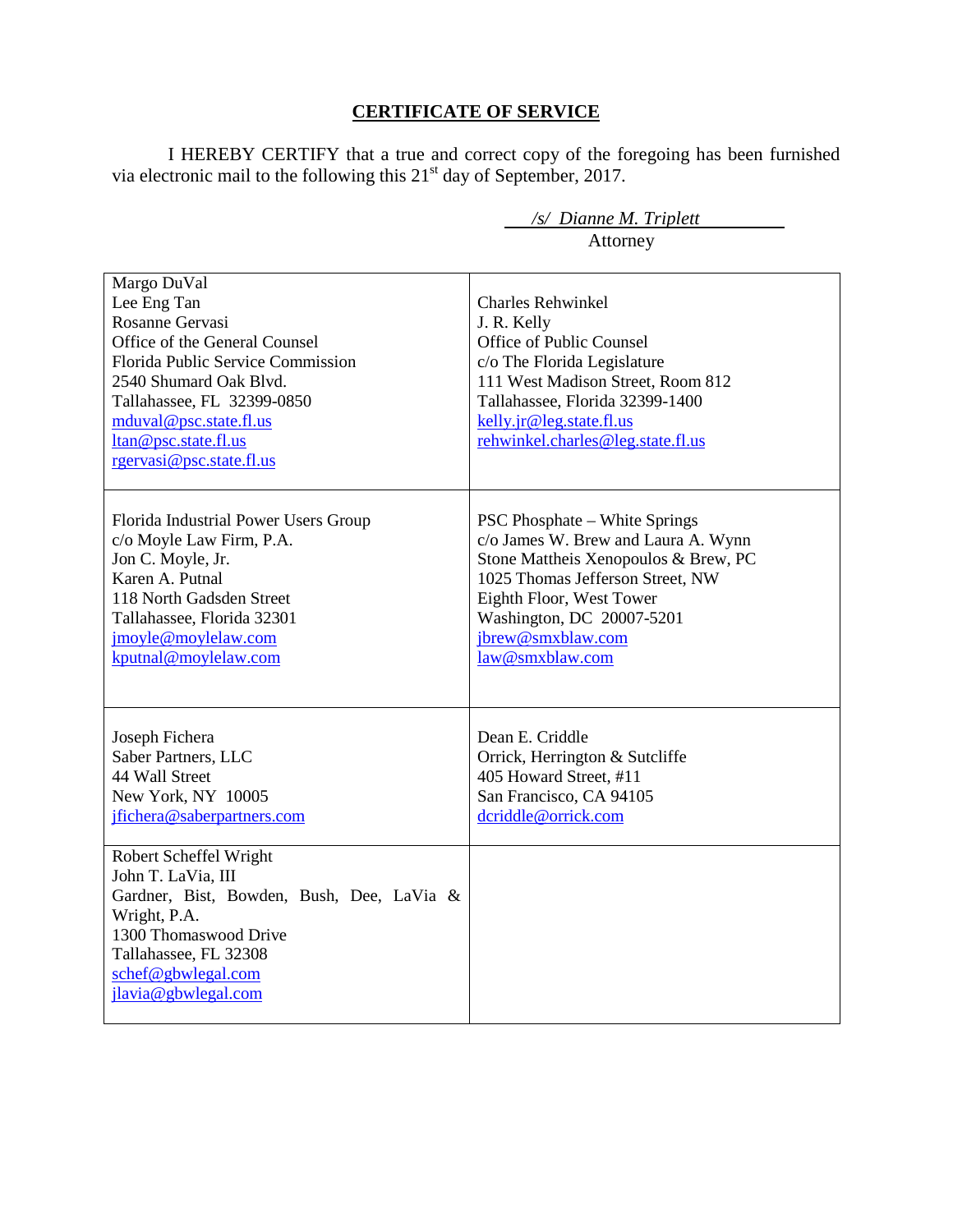## CERTIFICATE OF SERVICE

I HEREBY CERTIFY that a true and correct copy of the foregoing has been furnished via electronic mail to the following this 21st day of September, 2017.

*/s/ Dianne M. Triplett*
Attorney

| | |
|---|---|
| Margo DuVal<br>Lee Eng Tan<br>Rosanne Gervasi<br>Office of the General Counsel<br>Florida Public Service Commission<br>2540 Shumard Oak Blvd.<br>Tallahassee, FL 32399-0850<br>mduval@psc.state.fl.us<br>ltan@psc.state.fl.us<br>rgervasi@psc.state.fl.us | Charles Rehwinkel<br>J. R. Kelly<br>Office of Public Counsel<br>c/o The Florida Legislature<br>111 West Madison Street, Room 812<br>Tallahassee, Florida 32399-1400<br>kelly.jr@leg.state.fl.us<br>rehwinkel.charles@leg.state.fl.us |
| Florida Industrial Power Users Group<br>c/o Moyle Law Firm, P.A.<br>Jon C. Moyle, Jr.<br>Karen A. Putnal<br>118 North Gadsden Street<br>Tallahassee, Florida 32301<br>jmoyle@moylelaw.com<br>kputnal@moylelaw.com | PSC Phosphate – White Springs<br>c/o James W. Brew and Laura A. Wynn<br>Stone Mattheis Xenopoulos & Brew, PC<br>1025 Thomas Jefferson Street, NW<br>Eighth Floor, West Tower<br>Washington, DC 20007-5201<br>jbrew@smxblaw.com<br>law@smxblaw.com |
| Joseph Fichera<br>Saber Partners, LLC<br>44 Wall Street<br>New York, NY 10005<br>jfichera@saberpartners.com | Dean E. Criddle<br>Orrick, Herrington & Sutcliffe<br>405 Howard Street, #11<br>San Francisco, CA 94105<br>dcriddle@orrick.com |
| Robert Scheffel Wright<br>John T. LaVia, III<br>Gardner, Bist, Bowden, Bush, Dee, LaVia & Wright, P.A.<br>1300 Thomaswood Drive<br>Tallahassee, FL 32308<br>schef@gbwlegal.com<br>jlavia@gbwlegal.com | |